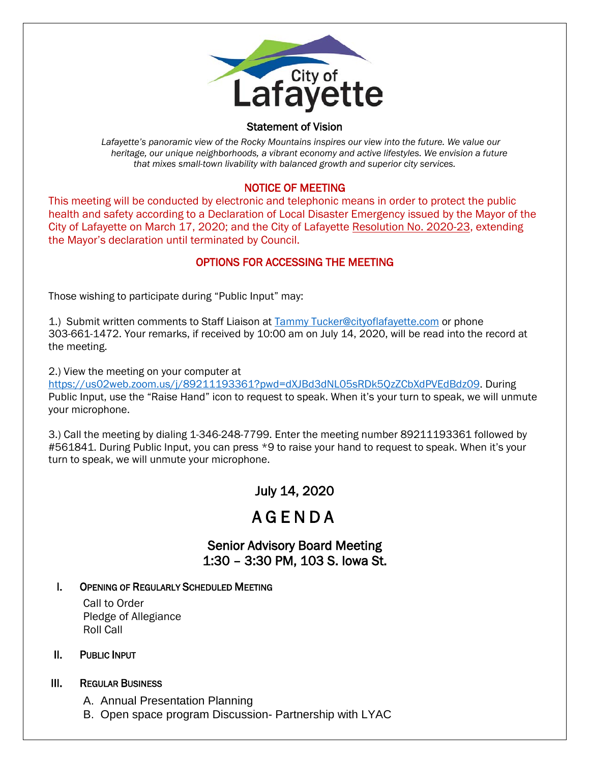City of Lafayette

## Statement of Vision

*Lafayette's panoramic view of the Rocky Mountains inspires our view into the future. We value our heritage, our unique neighborhoods, a vibrant economy and active lifestyles. We envision a future that mixes small-town livability with balanced growth and superior city services.*

## NOTICE OF MEETING

This meeting will be conducted by electronic and telephonic means in order to protect the public health and safety according to a Declaration of Local Disaster Emergency issued by the Mayor of the City of Lafayette on March 17, 2020; and the City of Lafayette Resolution No. 2020-23, extending the Mayor's declaration until terminated by Council.

## OPTIONS FOR ACCESSING THE MEETING

Those wishing to participate during "Public Input" may:

1.) Submit written comments to Staff Liaison at Tammy Tucker@cityoflafayette.com or phone 303-661-1472. Your remarks, if received by 10:00 am on July 14, 2020, will be read into the record at the meeting.

2.) View the meeting on your computer at https://us02web.zoom.us/j/89211193361?pwd=dXJBd3dNL05sRDk5QzZCbXdPVEdBdz09. During Public Input, use the "Raise Hand" icon to request to speak. When it's your turn to speak, we will unmute your microphone.

3.) Call the meeting by dialing 1-346-248-7799. Enter the meeting number 89211193361 followed by #561841. During Public Input, you can press *9 to raise your hand to request to speak. When it's your turn to speak, we will unmute your microphone.

## July 14, 2020

# AGENDA

## Senior Advisory Board Meeting
## 1:30 – 3:30 PM, 103 S. Iowa St.

I. **OPENING OF REGULARLY SCHEDULED MEETING**

Call to Order
Pledge of Allegiance
Roll Call

II. **PUBLIC INPUT**

III. **REGULAR BUSINESS**

A. Annual Presentation Planning
B. Open space program Discussion- Partnership with LYAC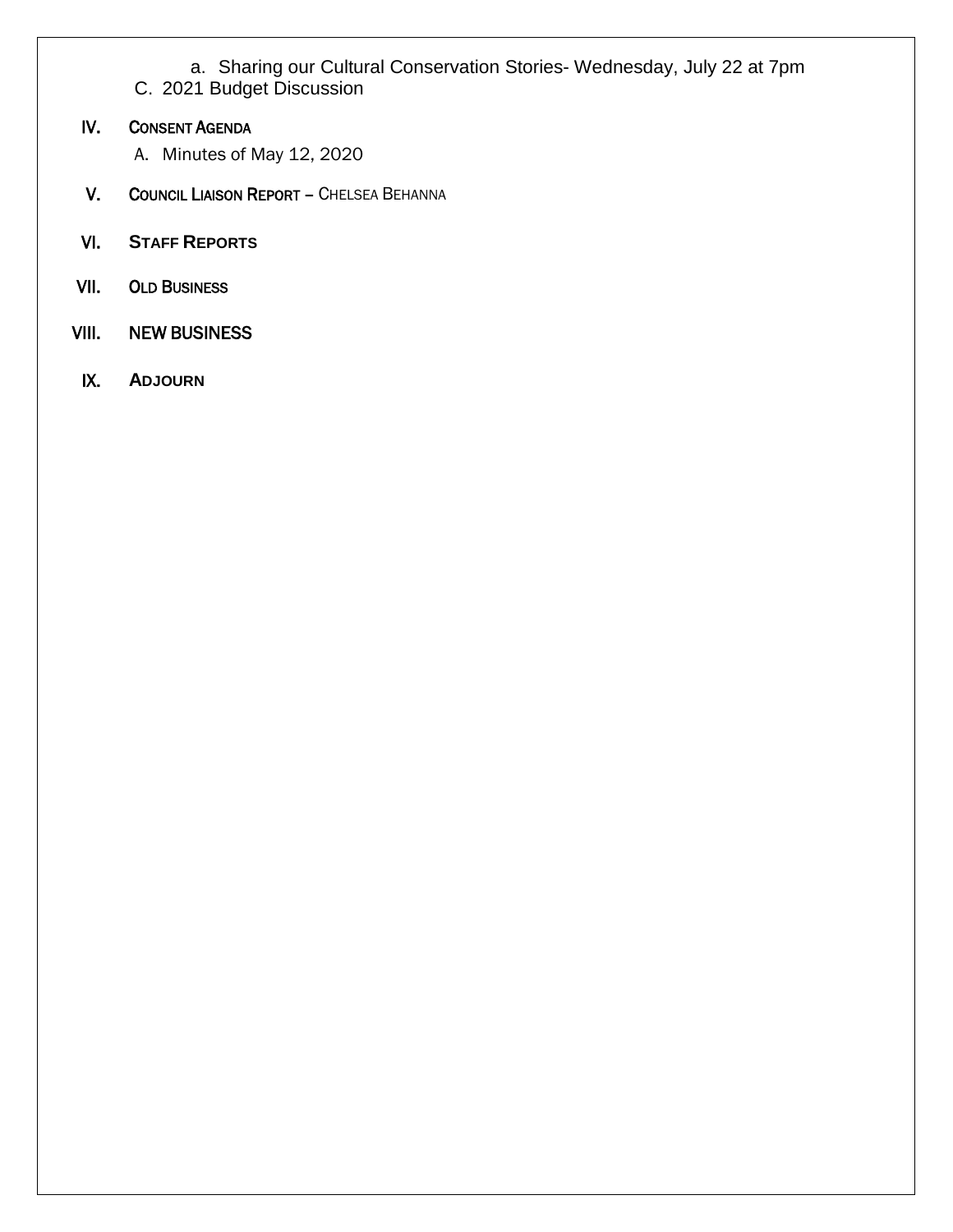a. Sharing our Cultural Conservation Stories- Wednesday, July 22 at 7pm

C. 2021 Budget Discussion

IV. **CONSENT AGENDA**

A. Minutes of May 12, 2020

V. **COUNCIL LIAISON REPORT** – CHELSEA BEHANNA

VI. **STAFF REPORTS**

VII. **OLD BUSINESS**

VIII. **NEW BUSINESS**

IX. **ADJOURN**